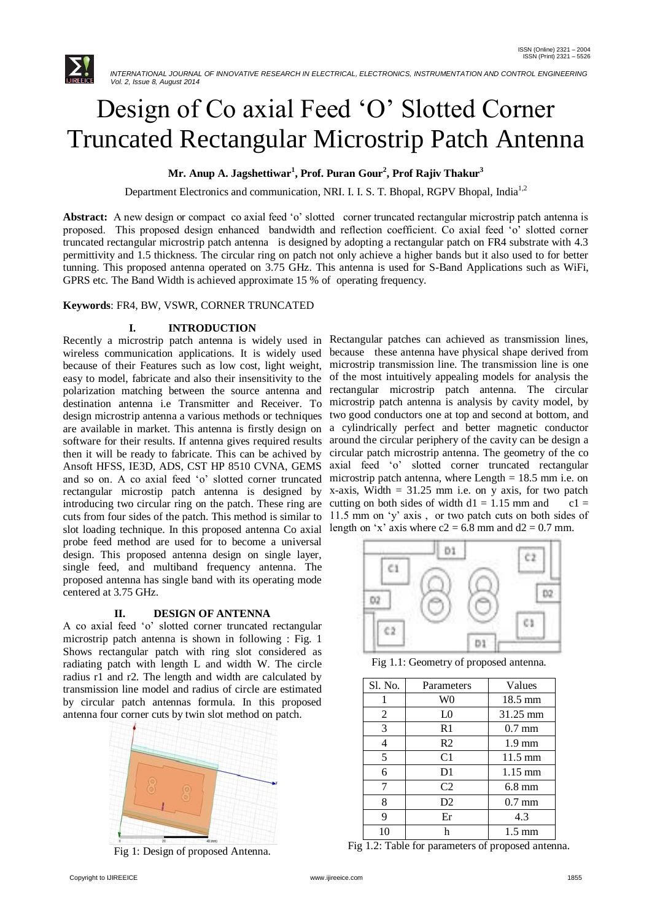# Design of Co axial Feed 'O' Slotted Corner Truncated Rectangular Microstrip Patch Antenna

**Mr. Anup A. Jagshettiwar[1], Prof. Puran Gour[2], Prof Rajiv Thakur[3]**

Department Electronics and communication, NRI. I. I. S. T. Bhopal, RGPV Bhopal, India[1,2]

**Abstract:** A new design or compact co axial feed 'o' slotted corner truncated rectangular microstrip patch antenna is proposed. This proposed design enhanced bandwidth and reflection coefficient. Co axial feed 'o' slotted corner truncated rectangular microstrip patch antenna is designed by adopting a rectangular patch on FR4 substrate with 4.3 permittivity and 1.5 thickness. The circular ring on patch not only achieve a higher bands but it also used to for better tunning. This proposed antenna operated on 3.75 GHz. This antenna is used for S-Band Applications such as WiFi, GPRS etc. The Band Width is achieved approximate 15 % of operating frequency.

**Keywords**: FR4, BW, VSWR, CORNER TRUNCATED

## I. INTRODUCTION

Recently a microstrip patch antenna is widely used in wireless communication applications. It is widely used because of their Features such as low cost, light weight, easy to model, fabricate and also their insensitivity to the polarization matching between the source antenna and destination antenna i.e Transmitter and Receiver. To design microstrip antenna a various methods or techniques are available in market. This antenna is firstly design on software for their results. If antenna gives required results then it will be ready to fabricate. This can be achived by Ansoft HFSS, IE3D, ADS, CST HP 8510 CVNA, GEMS and so on. A co axial feed 'o' slotted corner truncated rectangular microstrip patch antenna is designed by introducing two circular ring on the patch. These ring are cuts from four sides of the patch. This method is similar to slot loading technique. In this proposed antenna Co axial probe feed method are used for to become a universal design. This proposed antenna design on single layer, single feed, and multiband frequency antenna. The proposed antenna has single band with its operating mode centered at 3.75 GHz.

## II. DESIGN OF ANTENNA

A co axial feed 'o' slotted corner truncated rectangular microstrip patch antenna is shown in following : Fig. 1 Shows rectangular patch with ring slot considered as radiating patch with length L and width W. The circle radius r1 and r2. The length and width are calculated by transmission line model and radius of circle are estimated by circular patch antennas formula. In this proposed antenna four corner cuts by twin slot method on patch.

Fig 1: Design of proposed Antenna.

Rectangular patches can achieved as transmission lines, because these antenna have physical shape derived from microstrip transmission line. The transmission line is one of the most intuitively appealing models for analysis the rectangular microstrip patch antenna. The circular microstrip patch antenna is analysis by cavity model, by two good conductors one at top and second at bottom, and a cylindrically perfect and better magnetic conductor around the circular periphery of the cavity can be design a circular patch microstrip antenna. The geometry of the co axial feed 'o' slotted corner truncated rectangular microstrip patch antenna, where Length = 18.5 mm i.e. on x-axis, Width = 31.25 mm i.e. on y axis, for two patch cutting on both sides of width d1 = 1.15 mm and c1 = 11.5 mm on 'y' axis , or two patch cuts on both sides of length on 'x' axis where c2 = 6.8 mm and d2 = 0.7 mm.

Fig 1.1: Geometry of proposed antenna.

| Sl. No. | Parameters | Values |
|---|---|---|
| 1 | W0 | 18.5 mm |
| 2 | L0 | 31.25 mm |
| 3 | R1 | 0.7 mm |
| 4 | R2 | 1.9 mm |
| 5 | C1 | 11.5 mm |
| 6 | D1 | 1.15 mm |
| 7 | C2 | 6.8 mm |
| 8 | D2 | 0.7 mm |
| 9 | Er | 4.3 |
| 10 | h | 1.5 mm |

Fig 1.2: Table for parameters of proposed antenna.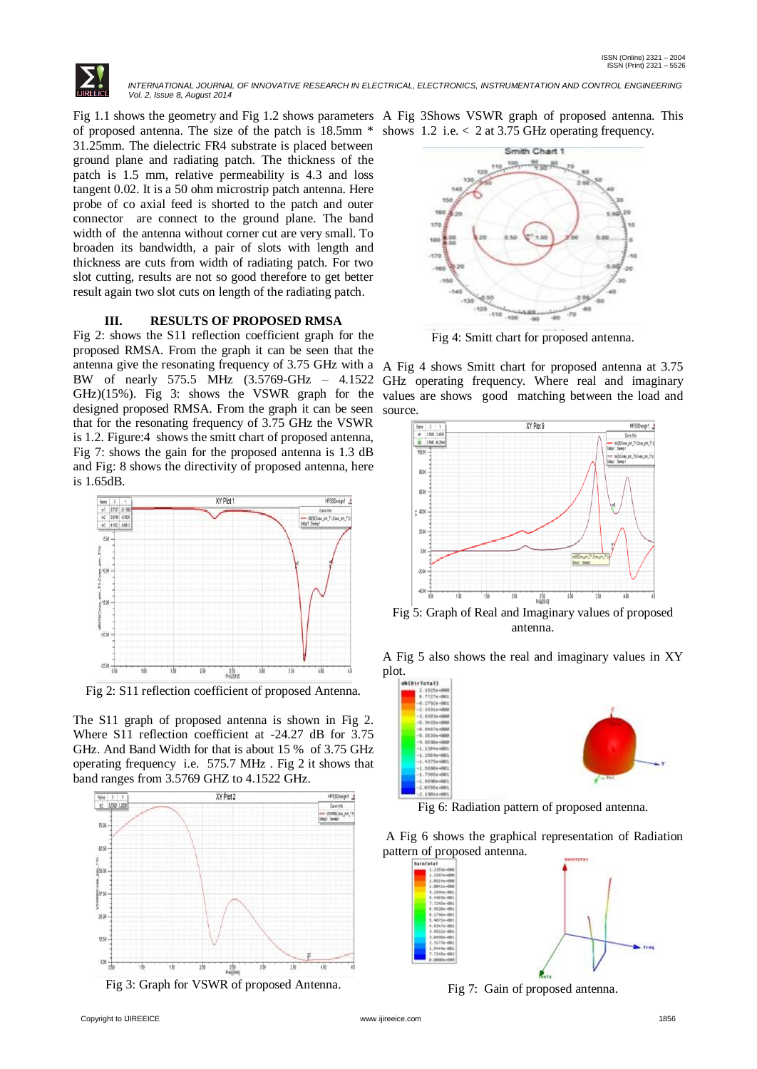Fig 1.1 shows the geometry and Fig 1.2 shows parameters of proposed antenna. The size of the patch is 18.5mm * 31.25mm. The dielectric FR4 substrate is placed between ground plane and radiating patch. The thickness of the patch is 1.5 mm, relative permeability is 4.3 and loss tangent 0.02. It is a 50 ohm microstrip patch antenna. Here probe of co axial feed is shorted to the patch and outer connector are connect to the ground plane. The band width of the antenna without corner cut are very small. To broaden its bandwidth, a pair of slots with length and thickness are cuts from width of radiating patch. For two slot cutting, results are not so good therefore to get better result again two slot cuts on length of the radiating patch.

## III. RESULTS OF PROPOSED RMSA

Fig 2: shows the S11 reflection coefficient graph for the proposed RMSA. From the graph it can be seen that the antenna give the resonating frequency of 3.75 GHz with a BW of nearly 575.5 MHz (3.5769-GHz – 4.1522 GHz)(15%). Fig 3: shows the VSWR graph for the designed proposed RMSA. From the graph it can be seen that for the resonating frequency of 3.75 GHz the VSWR is 1.2. Figure:4 shows the smitt chart of proposed antenna, Fig 7: shows the gain for the proposed antenna is 1.3 dB and Fig: 8 shows the directivity of proposed antenna, here is 1.65dB.

Fig 2: S11 reflection coefficient of proposed Antenna.

The S11 graph of proposed antenna is shown in Fig 2. Where S11 reflection coefficient at -24.27 dB for 3.75 GHz. And Band Width for that is about 15 % of 3.75 GHz operating frequency i.e. 575.7 MHz . Fig 2 it shows that band ranges from 3.5769 GHZ to 4.1522 GHz.

Fig 3: Graph for VSWR of proposed Antenna.

A Fig 3Shows VSWR graph of proposed antenna. This shows 1.2 i.e. < 2 at 3.75 GHz operating frequency.

Fig 4: Smitt chart for proposed antenna.

A Fig 4 shows Smitt chart for proposed antenna at 3.75 GHz operating frequency. Where real and imaginary values are shows good matching between the load and source.

Fig 5: Graph of Real and Imaginary values of proposed antenna.

A Fig 5 also shows the real and imaginary values in XY plot.

Fig 6: Radiation pattern of proposed antenna.

A Fig 6 shows the graphical representation of Radiation pattern of proposed antenna.

Fig 7: Gain of proposed antenna.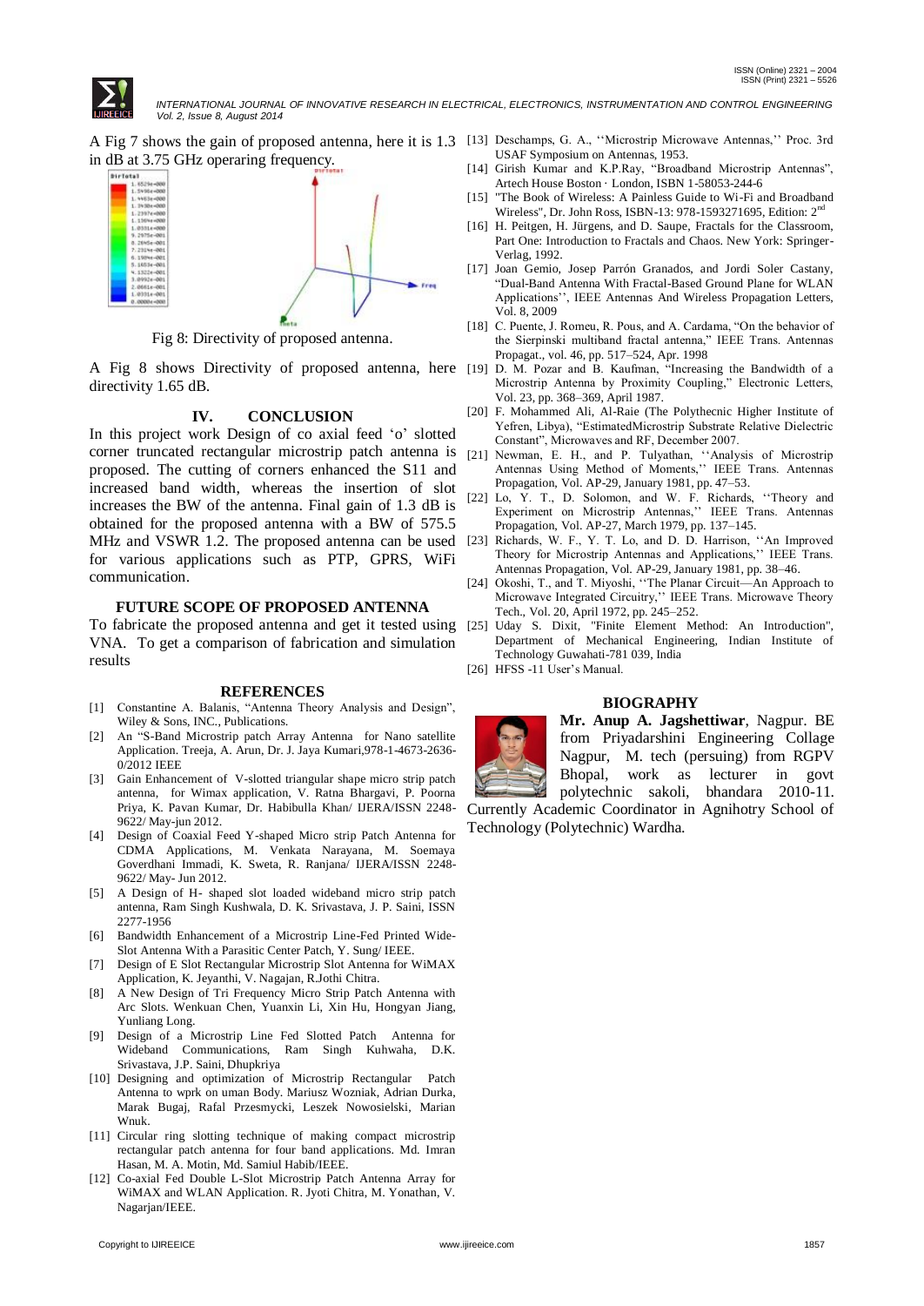A Fig 7 shows the gain of proposed antenna, here it is 1.3 in dB at 3.75 GHz operaring frequency.

Dirtotal
1.6529e+000
1.5496e+000
1.4463e+000
1.3430e+000
1.2397e+000
1.1364e+000
1.0331e+000
9.2975e-001
8.2645e-001
7.2314e-001
6.1984e-001
5.1653e-001
4.1322e-001
3.0992e-001
2.0661e-001
1.0331e-001
0.0000e+000

Dirtotal

Freq

Theta

Fig 8: Directivity of proposed antenna.

A Fig 8 shows Directivity of proposed antenna, here directivity 1.65 dB.

## IV. CONCLUSION

In this project work Design of co axial feed 'o' slotted corner truncated rectangular microstrip patch antenna is proposed. The cutting of corners enhanced the S11 and increased band width, whereas the insertion of slot increases the BW of the antenna. Final gain of 1.3 dB is obtained for the proposed antenna with a BW of 575.5 MHz and VSWR 1.2. The proposed antenna can be used for various applications such as PTP, GPRS, WiFi communication.

## FUTURE SCOPE OF PROPOSED ANTENNA

To fabricate the proposed antenna and get it tested using VNA. To get a comparison of fabrication and simulation results

## REFERENCES

[1] Constantine A. Balanis, "Antenna Theory Analysis and Design", Wiley & Sons, INC., Publications.

[2] An "S-Band Microstrip patch Array Antenna for Nano satellite Application. Treeja, A. Arun, Dr. J. Jaya Kumari,978-1-4673-2636-0/2012 IEEE

[3] Gain Enhancement of V-slotted triangular shape micro strip patch antenna, for Wimax application, V. Ratna Bhargavi, P. Poorna Priya, K. Pavan Kumar, Dr. Habibulla Khan/ IJERA/ISSN 2248-9622/ May-jun 2012.

[4] Design of Coaxial Feed Y-shaped Micro strip Patch Antenna for CDMA Applications, M. Venkata Narayana, M. Soemaya Goverdhani Immadi, K. Sweta, R. Ranjana/ IJERA/ISSN 2248-9622/ May- Jun 2012.

[5] A Design of H- shaped slot loaded wideband micro strip patch antenna, Ram Singh Kushwala, D. K. Srivastava, J. P. Saini, ISSN 2277-1956

[6] Bandwidth Enhancement of a Microstrip Line-Fed Printed Wide-Slot Antenna With a Parasitic Center Patch, Y. Sung/ IEEE.

[7] Design of E Slot Rectangular Microstrip Slot Antenna for WiMAX Application, K. Jeyanthi, V. Nagajan, R.Jothi Chitra.

[8] A New Design of Tri Frequency Micro Strip Patch Antenna with Arc Slots. Wenkuan Chen, Yuanxin Li, Xin Hu, Hongyan Jiang, Yunliang Long.

[9] Design of a Microstrip Line Fed Slotted Patch Antenna for Wideband Communications, Ram Singh Kuhwaha, D.K. Srivastava, J.P. Saini, Dhupkriya

[10] Designing and optimization of Microstrip Rectangular Patch Antenna to wprk on uman Body. Mariusz Wozniak, Adrian Durka, Marak Bugaj, Rafal Przesmycki, Leszek Nowosielski, Marian Wnuk.

[11] Circular ring slotting technique of making compact microstrip rectangular patch antenna for four band applications. Md. Imran Hasan, M. A. Motin, Md. Samiul Habib/IEEE.

[12] Co-axial Fed Double L-Slot Microstrip Patch Antenna Array for WiMAX and WLAN Application. R. Jyoti Chitra, M. Yonathan, V. Nagarjan/IEEE.

[13] Deschamps, G. A., ''Microstrip Microwave Antennas,'' Proc. 3rd USAF Symposium on Antennas, 1953.

[14] Girish Kumar and K.P.Ray, "Broadband Microstrip Antennas", Artech House Boston · London, ISBN 1-58053-244-6

[15] "The Book of Wireless: A Painless Guide to Wi-Fi and Broadband Wireless", Dr. John Ross, ISBN-13: 978-1593271695, Edition: 2nd

[16] H. Peitgen, H. Jürgens, and D. Saupe, Fractals for the Classroom, Part One: Introduction to Fractals and Chaos. New York: Springer-Verlag, 1992.

[17] Joan Gemio, Josep Parrón Granados, and Jordi Soler Castany, "Dual-Band Antenna With Fractal-Based Ground Plane for WLAN Applications'', IEEE Antennas And Wireless Propagation Letters, Vol. 8, 2009

[18] C. Puente, J. Romeu, R. Pous, and A. Cardama, "On the behavior of the Sierpinski multiband fractal antenna," IEEE Trans. Antennas Propagat., vol. 46, pp. 517–524, Apr. 1998

[19] D. M. Pozar and B. Kaufman, "Increasing the Bandwidth of a Microstrip Antenna by Proximity Coupling," Electronic Letters, Vol. 23, pp. 368–369, April 1987.

[20] F. Mohammed Ali, Al-Raie (The Polythecnic Higher Institute of Yefren, Libya), "EstimatedMicrostrip Substrate Relative Dielectric Constant", Microwaves and RF, December 2007.

[21] Newman, E. H., and P. Tulyathan, ''Analysis of Microstrip Antennas Using Method of Moments,'' IEEE Trans. Antennas Propagation, Vol. AP-29, January 1981, pp. 47–53.

[22] Lo, Y. T., D. Solomon, and W. F. Richards, ''Theory and Experiment on Microstrip Antennas,'' IEEE Trans. Antennas Propagation, Vol. AP-27, March 1979, pp. 137–145.

[23] Richards, W. F., Y. T. Lo, and D. D. Harrison, ''An Improved Theory for Microstrip Antennas and Applications,'' IEEE Trans. Antennas Propagation, Vol. AP-29, January 1981, pp. 38–46.

[24] Okoshi, T., and T. Miyoshi, ''The Planar Circuit—An Approach to Microwave Integrated Circuitry,'' IEEE Trans. Microwave Theory Tech., Vol. 20, April 1972, pp. 245–252.

[25] Uday S. Dixit, "Finite Element Method: An Introduction", Department of Mechanical Engineering, Indian Institute of Technology Guwahati-781 039, India

[26] HFSS -11 User's Manual.

## BIOGRAPHY

**Mr. Anup A. Jagshettiwar**, Nagpur. BE from Priyadarshini Engineering Collage Nagpur, M. tech (persuing) from RGPV Bhopal, work as lecturer in govt polytechnic sakoli, bhandara 2010-11. Currently Academic Coordinator in Agnihotry School of Technology (Polytechnic) Wardha.